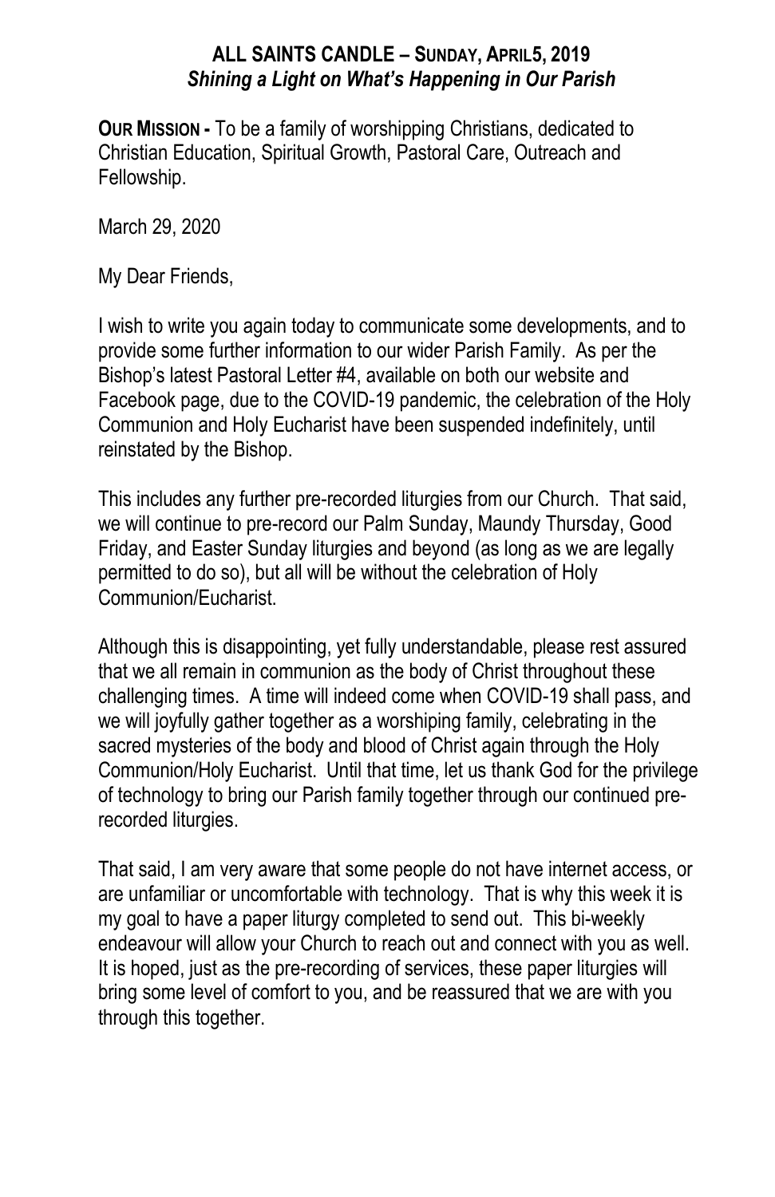## ALL SAINTS CANDLE – SUNDAY, APRIL5, 2019
### *Shining a Light on What's Happening in Our Parish*

**OUR MISSION -** To be a family of worshipping Christians, dedicated to Christian Education, Spiritual Growth, Pastoral Care, Outreach and Fellowship.

March 29, 2020

My Dear Friends,

I wish to write you again today to communicate some developments, and to provide some further information to our wider Parish Family. As per the Bishop's latest Pastoral Letter #4, available on both our website and Facebook page, due to the COVID-19 pandemic, the celebration of the Holy Communion and Holy Eucharist have been suspended indefinitely, until reinstated by the Bishop.

This includes any further pre-recorded liturgies from our Church. That said, we will continue to pre-record our Palm Sunday, Maundy Thursday, Good Friday, and Easter Sunday liturgies and beyond (as long as we are legally permitted to do so), but all will be without the celebration of Holy Communion/Eucharist.

Although this is disappointing, yet fully understandable, please rest assured that we all remain in communion as the body of Christ throughout these challenging times. A time will indeed come when COVID-19 shall pass, and we will joyfully gather together as a worshiping family, celebrating in the sacred mysteries of the body and blood of Christ again through the Holy Communion/Holy Eucharist. Until that time, let us thank God for the privilege of technology to bring our Parish family together through our continued pre-recorded liturgies.

That said, I am very aware that some people do not have internet access, or are unfamiliar or uncomfortable with technology. That is why this week it is my goal to have a paper liturgy completed to send out. This bi-weekly endeavour will allow your Church to reach out and connect with you as well. It is hoped, just as the pre-recording of services, these paper liturgies will bring some level of comfort to you, and be reassured that we are with you through this together.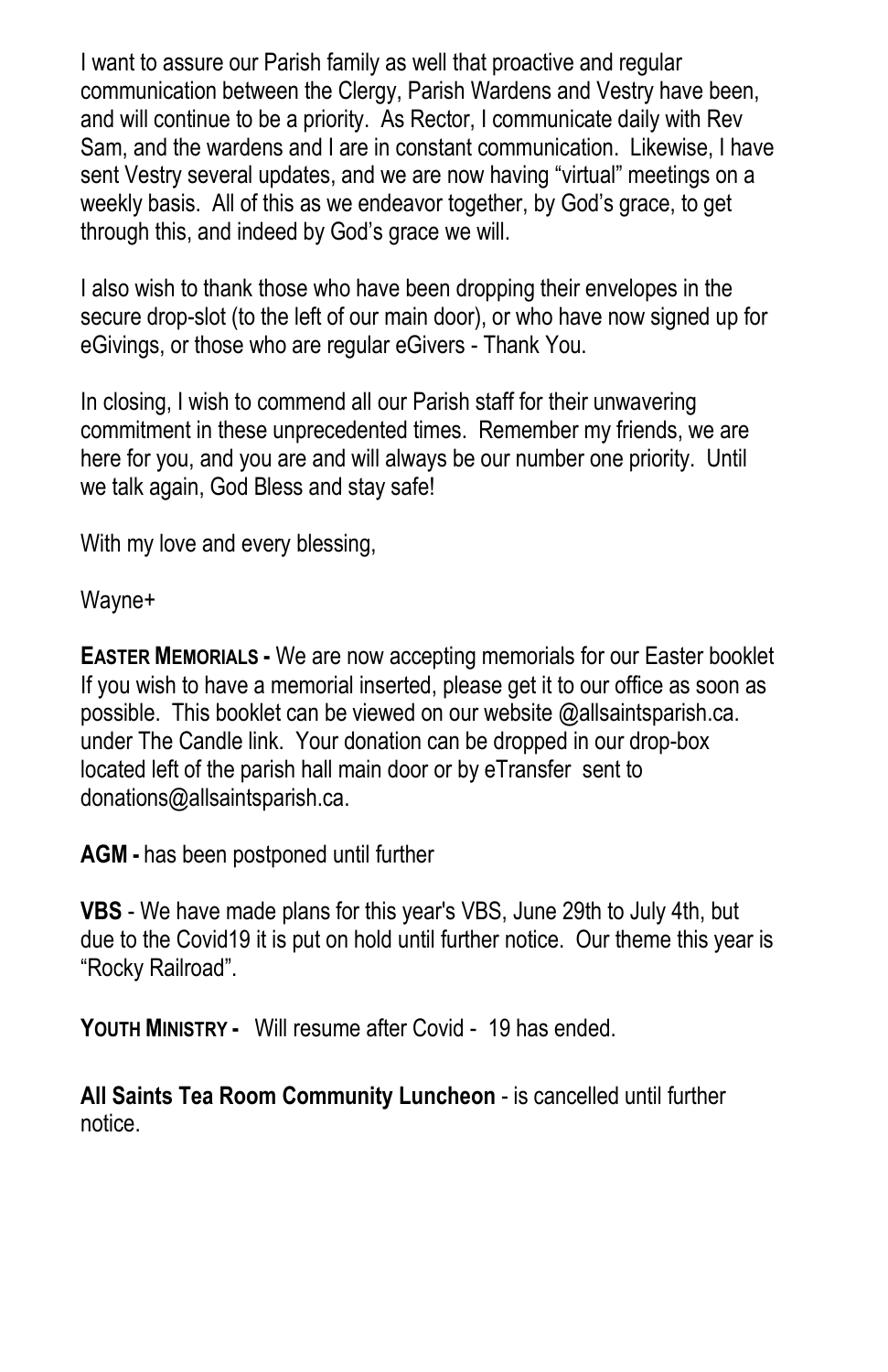I want to assure our Parish family as well that proactive and regular communication between the Clergy, Parish Wardens and Vestry have been, and will continue to be a priority. As Rector, I communicate daily with Rev Sam, and the wardens and I are in constant communication. Likewise, I have sent Vestry several updates, and we are now having "virtual" meetings on a weekly basis. All of this as we endeavor together, by God's grace, to get through this, and indeed by God's grace we will.

I also wish to thank those who have been dropping their envelopes in the secure drop-slot (to the left of our main door), or who have now signed up for eGivings, or those who are regular eGivers - Thank You.

In closing, I wish to commend all our Parish staff for their unwavering commitment in these unprecedented times. Remember my friends, we are here for you, and you are and will always be our number one priority. Until we talk again, God Bless and stay safe!

With my love and every blessing,

Wayne+

**EASTER MEMORIALS -** We are now accepting memorials for our Easter booklet If you wish to have a memorial inserted, please get it to our office as soon as possible. This booklet can be viewed on our website @allsaintsparish.ca. under The Candle link. Your donation can be dropped in our drop-box located left of the parish hall main door or by eTransfer sent to donations@allsaintsparish.ca.

**AGM -** has been postponed until further

**VBS** - We have made plans for this year's VBS, June 29th to July 4th, but due to the Covid19 it is put on hold until further notice. Our theme this year is "Rocky Railroad".

**YOUTH MINISTRY -** Will resume after Covid - 19 has ended.

**All Saints Tea Room Community Luncheon** - is cancelled until further notice.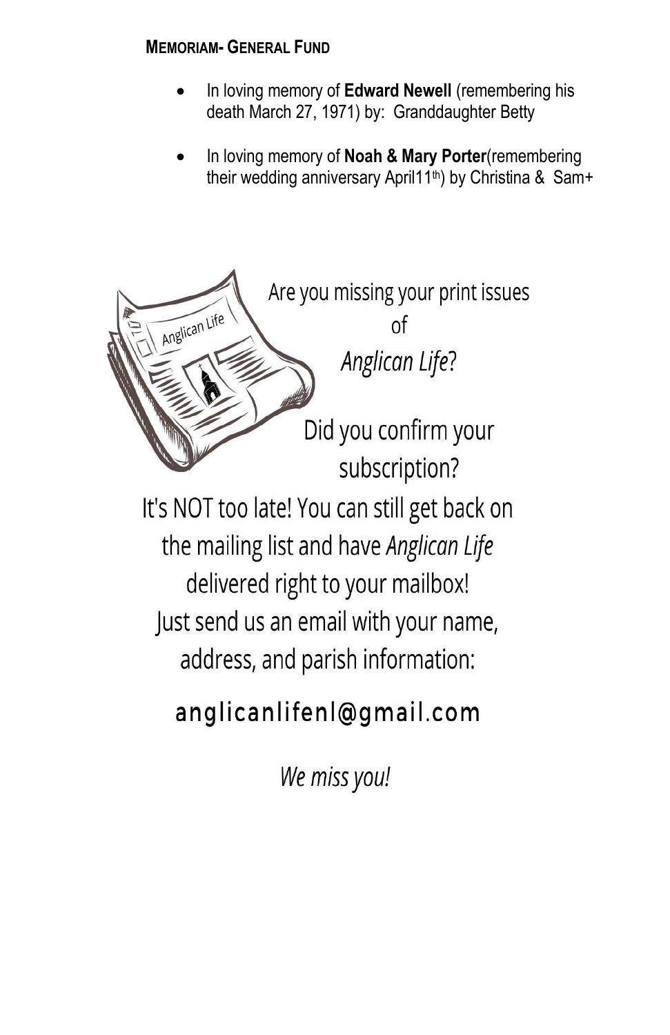**MEMORIAM- GENERAL FUND**

- In loving memory of **Edward Newell** (remembering his death March 27, 1971) by: Granddaughter Betty
- In loving memory of **Noah & Mary Porter**(remembering their wedding anniversary April11th) by Christina & Sam+

Are you missing your print issues of *Anglican Life*?

Did you confirm your subscription?

It's NOT too late! You can still get back on the mailing list and have *Anglican Life* delivered right to your mailbox!

Just send us an email with your name, address, and parish information:

anglicanlifenl@gmail.com

*We miss you!*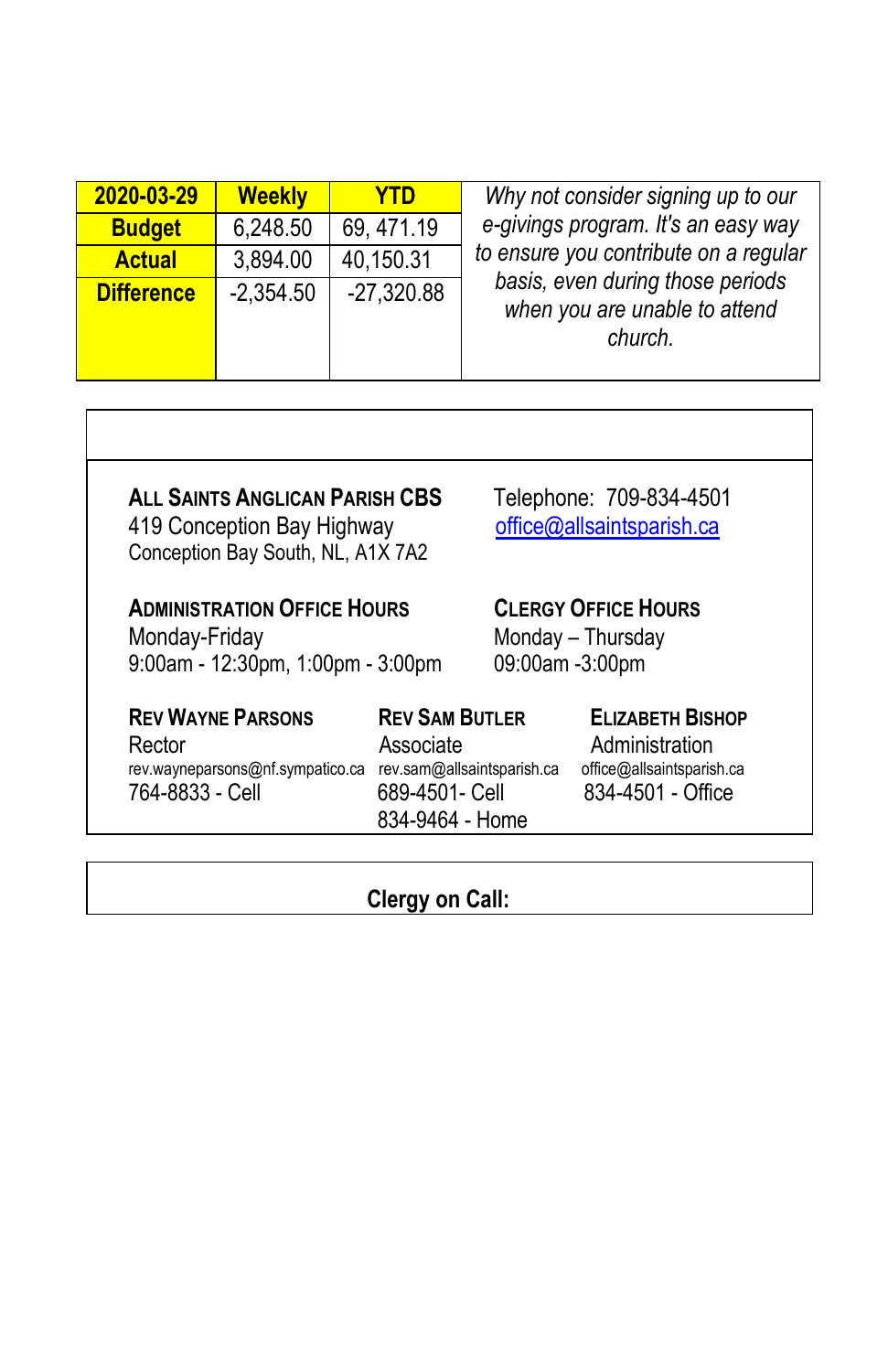| 2020-03-29 | Weekly | YTD |
|---|---|---|
| **Budget** | 6,248.50 | 69, 471.19 |
| **Actual** | 3,894.00 | 40,150.31 |
| **Difference** | -2,354.50 | -27,320.88 |

*Why not consider signing up to our e-givings program. It's an easy way to ensure you contribute on a regular basis, even during those periods when you are unable to attend church.*

**ALL SAINTS ANGLICAN PARISH CBS**
419 Conception Bay Highway
Conception Bay South, NL, A1X 7A2

Telephone: 709-834-4501
office@allsaintsparish.ca

**ADMINISTRATION OFFICE HOURS**
Monday-Friday
9:00am - 12:30pm, 1:00pm - 3:00pm

**CLERGY OFFICE HOURS**
Monday – Thursday
09:00am -3:00pm

**REV WAYNE PARSONS**
Rector
rev.wayneparsons@nf.sympatico.ca
764-8833 - Cell

**REV SAM BUTLER**
Associate
rev.sam@allsaintsparish.ca
689-4501- Cell
834-9464 - Home

**ELIZABETH BISHOP**
Administration
office@allsaintsparish.ca
834-4501 - Office

**Clergy on Call:**